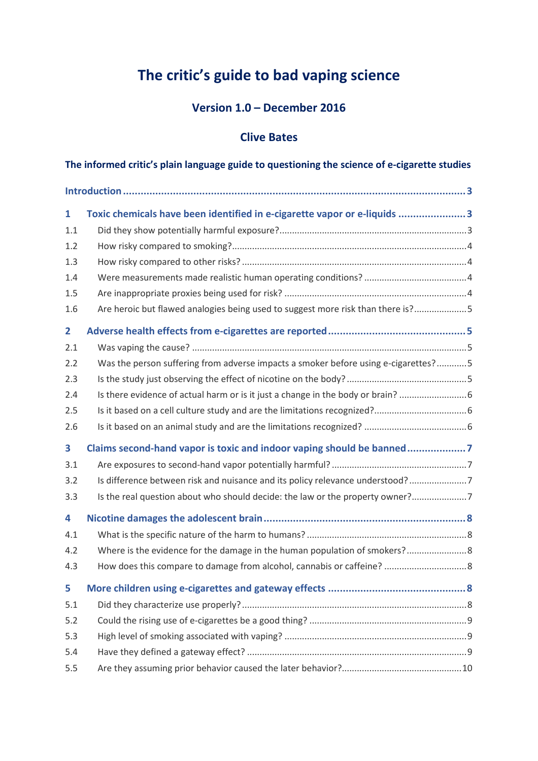# The critic's guide to bad vaping science

## Version 1.0 – December 2016

## Clive Bates

### The informed critic's plain language guide to questioning the science of e-cigarette studies

| | | |
|---|---|---|
| **Introduction** | | **3** |
| **1** | **Toxic chemicals have been identified in e-cigarette vapor or e-liquids** | **3** |
| 1.1 | Did they show potentially harmful exposure? | 3 |
| 1.2 | How risky compared to smoking? | 4 |
| 1.3 | How risky compared to other risks? | 4 |
| 1.4 | Were measurements made realistic human operating conditions? | 4 |
| 1.5 | Are inappropriate proxies being used for risk? | 4 |
| 1.6 | Are heroic but flawed analogies being used to suggest more risk than there is? | 5 |
| **2** | **Adverse health effects from e-cigarettes are reported** | **5** |
| 2.1 | Was vaping the cause? | 5 |
| 2.2 | Was the person suffering from adverse impacts a smoker before using e-cigarettes? | 5 |
| 2.3 | Is the study just observing the effect of nicotine on the body? | 5 |
| 2.4 | Is there evidence of actual harm or is it just a change in the body or brain? | 6 |
| 2.5 | Is it based on a cell culture study and are the limitations recognized? | 6 |
| 2.6 | Is it based on an animal study and are the limitations recognized? | 6 |
| **3** | **Claims second-hand vapor is toxic and indoor vaping should be banned** | **7** |
| 3.1 | Are exposures to second-hand vapor potentially harmful? | 7 |
| 3.2 | Is difference between risk and nuisance and its policy relevance understood? | 7 |
| 3.3 | Is the real question about who should decide: the law or the property owner? | 7 |
| **4** | **Nicotine damages the adolescent brain** | **8** |
| 4.1 | What is the specific nature of the harm to humans? | 8 |
| 4.2 | Where is the evidence for the damage in the human population of smokers? | 8 |
| 4.3 | How does this compare to damage from alcohol, cannabis or caffeine? | 8 |
| **5** | **More children using e-cigarettes and gateway effects** | **8** |
| 5.1 | Did they characterize use properly? | 8 |
| 5.2 | Could the rising use of e-cigarettes be a good thing? | 9 |
| 5.3 | High level of smoking associated with vaping? | 9 |
| 5.4 | Have they defined a gateway effect? | 9 |
| 5.5 | Are they assuming prior behavior caused the later behavior? | 10 |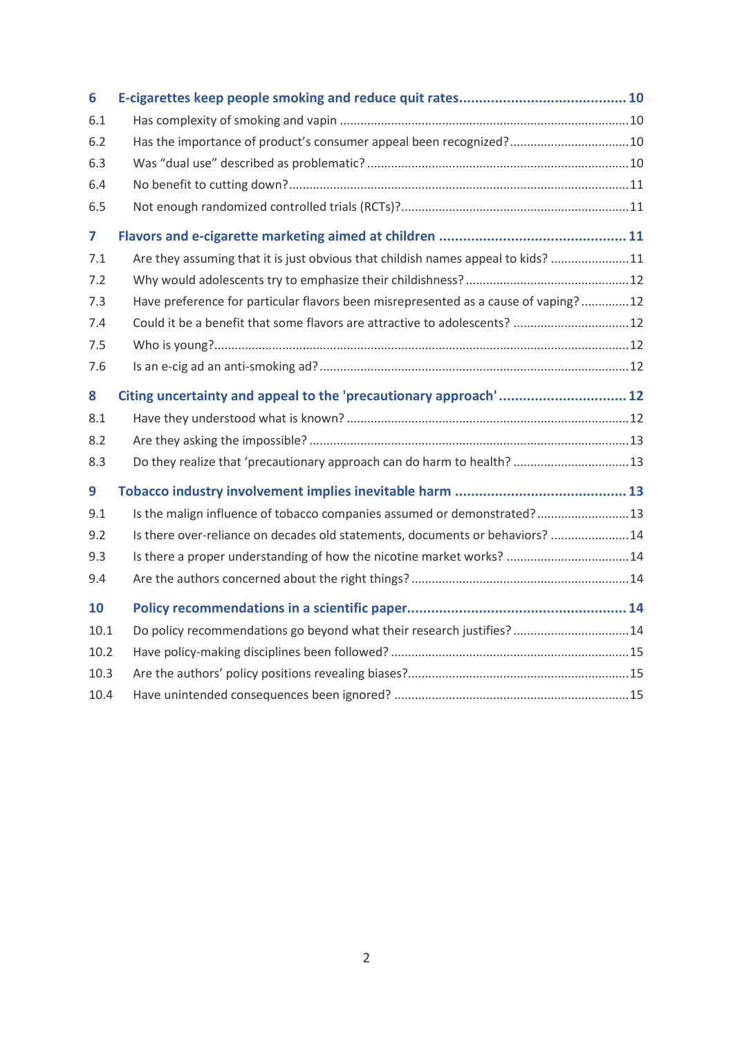**6 E-cigarettes keep people smoking and reduce quit rates......................................... 10**

6.1 Has complexity of smoking and vapin ..................................................................................10

6.2 Has the importance of product's consumer appeal been recognized?..................................10

6.3 Was "dual use" described as problematic? ...........................................................................10

6.4 No benefit to cutting down?..................................................................................................11

6.5 Not enough randomized controlled trials (RCTs)?.................................................................11

**7 Flavors and e-cigarette marketing aimed at children .............................................. 11**

7.1 Are they assuming that it is just obvious that childish names appeal to kids? .......................11

7.2 Why would adolescents try to emphasize their childishness? ...............................................12

7.3 Have preference for particular flavors been misrepresented as a cause of vaping? ..............12

7.4 Could it be a benefit that some flavors are attractive to adolescents? .................................12

7.5 Who is young?.......................................................................................................................12

7.6 Is an e-cig ad an anti-smoking ad? .........................................................................................12

**8 Citing uncertainty and appeal to the 'precautionary approach' ............................... 12**

8.1 Have they understood what is known? .................................................................................12

8.2 Are they asking the impossible? ............................................................................................13

8.3 Do they realize that 'precautionary approach can do harm to health? .................................13

**9 Tobacco industry involvement implies inevitable harm .......................................... 13**

9.1 Is the malign influence of tobacco companies assumed or demonstrated? ..........................13

9.2 Is there over-reliance on decades old statements, documents or behaviors? .......................14

9.3 Is there a proper understanding of how the nicotine market works? ...................................14

9.4 Are the authors concerned about the right things? ..............................................................14

**10 Policy recommendations in a scientific paper...................................................... 14**

10.1 Do policy recommendations go beyond what their research justifies? .................................14

10.2 Have policy-making disciplines been followed? .....................................................................15

10.3 Are the authors' policy positions revealing biases?................................................................15

10.4 Have unintended consequences been ignored? ....................................................................15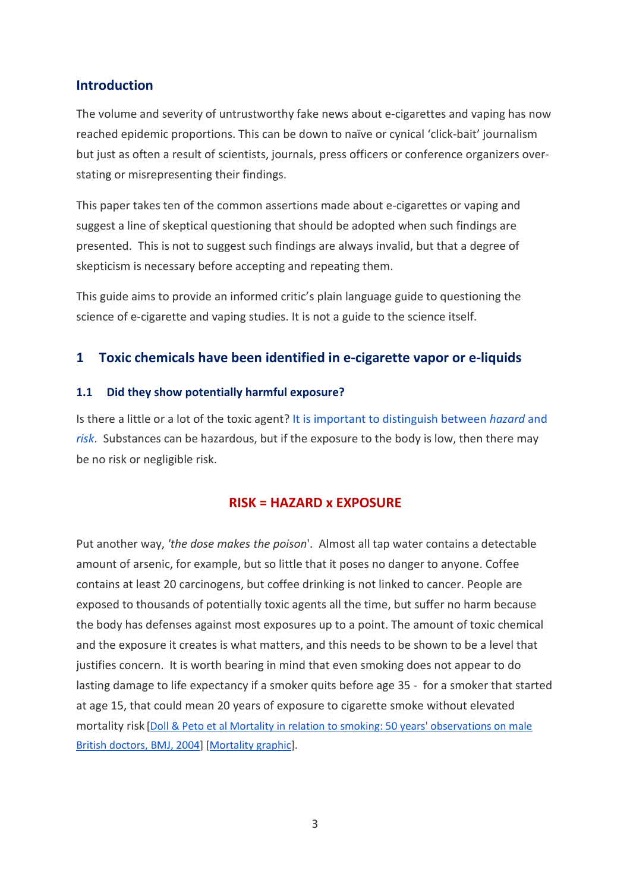## Introduction

The volume and severity of untrustworthy fake news about e-cigarettes and vaping has now reached epidemic proportions. This can be down to naïve or cynical 'click-bait' journalism but just as often a result of scientists, journals, press officers or conference organizers over-stating or misrepresenting their findings.

This paper takes ten of the common assertions made about e-cigarettes or vaping and suggest a line of skeptical questioning that should be adopted when such findings are presented. This is not to suggest such findings are always invalid, but that a degree of skepticism is necessary before accepting and repeating them.

This guide aims to provide an informed critic's plain language guide to questioning the science of e-cigarette and vaping studies. It is not a guide to the science itself.

## 1 Toxic chemicals have been identified in e-cigarette vapor or e-liquids

### 1.1 Did they show potentially harmful exposure?

Is there a little or a lot of the toxic agent? It is important to distinguish between *hazard* and *risk*. Substances can be hazardous, but if the exposure to the body is low, then there may be no risk or negligible risk.

**RISK = HAZARD x EXPOSURE**

Put another way, '*the dose makes the poison*'. Almost all tap water contains a detectable amount of arsenic, for example, but so little that it poses no danger to anyone. Coffee contains at least 20 carcinogens, but coffee drinking is not linked to cancer. People are exposed to thousands of potentially toxic agents all the time, but suffer no harm because the body has defenses against most exposures up to a point. The amount of toxic chemical and the exposure it creates is what matters, and this needs to be shown to be a level that justifies concern. It is worth bearing in mind that even smoking does not appear to do lasting damage to life expectancy if a smoker quits before age 35 - for a smoker that started at age 15, that could mean 20 years of exposure to cigarette smoke without elevated mortality risk [Doll & Peto et al Mortality in relation to smoking: 50 years' observations on male British doctors, BMJ, 2004] [Mortality graphic].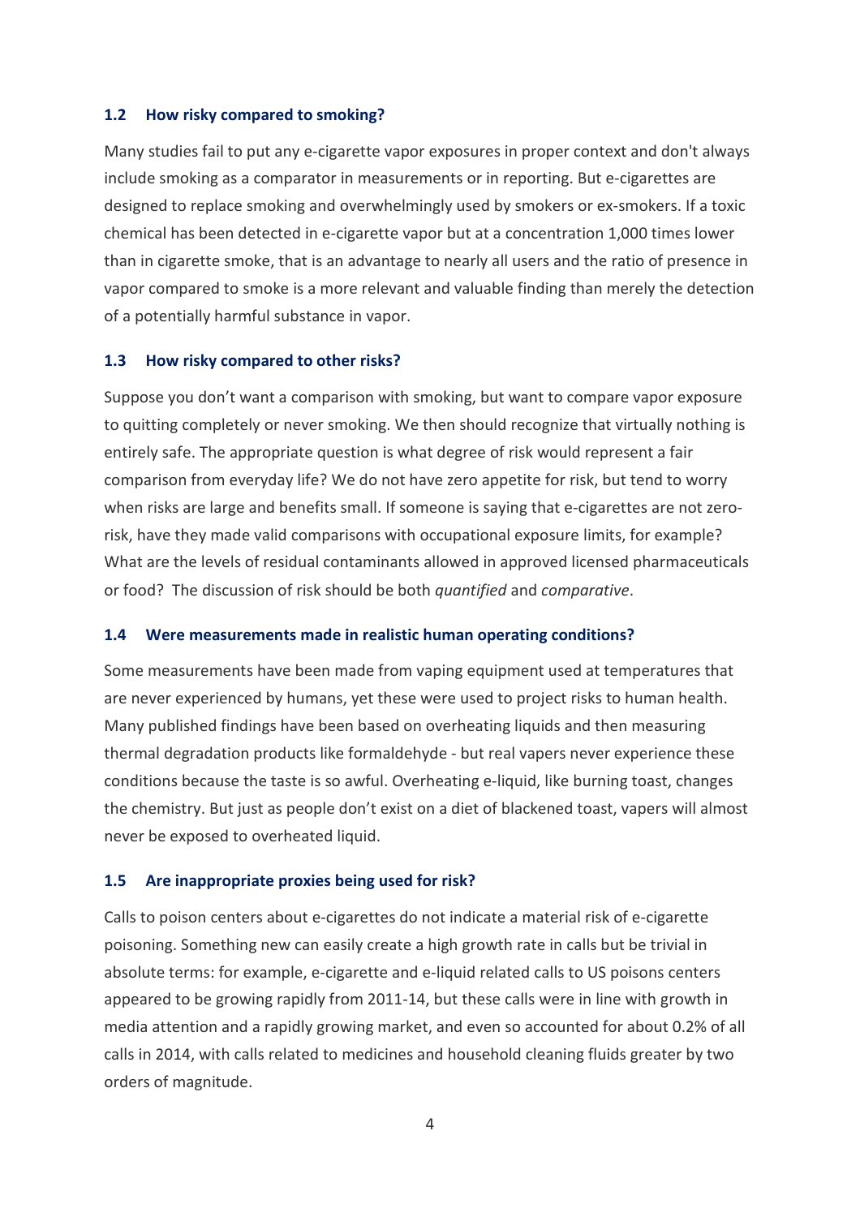### 1.2 How risky compared to smoking?

Many studies fail to put any e-cigarette vapor exposures in proper context and don't always include smoking as a comparator in measurements or in reporting. But e-cigarettes are designed to replace smoking and overwhelmingly used by smokers or ex-smokers. If a toxic chemical has been detected in e-cigarette vapor but at a concentration 1,000 times lower than in cigarette smoke, that is an advantage to nearly all users and the ratio of presence in vapor compared to smoke is a more relevant and valuable finding than merely the detection of a potentially harmful substance in vapor.

### 1.3 How risky compared to other risks?

Suppose you don't want a comparison with smoking, but want to compare vapor exposure to quitting completely or never smoking. We then should recognize that virtually nothing is entirely safe. The appropriate question is what degree of risk would represent a fair comparison from everyday life? We do not have zero appetite for risk, but tend to worry when risks are large and benefits small. If someone is saying that e-cigarettes are not zero-risk, have they made valid comparisons with occupational exposure limits, for example? What are the levels of residual contaminants allowed in approved licensed pharmaceuticals or food? The discussion of risk should be both *quantified* and *comparative*.

### 1.4 Were measurements made in realistic human operating conditions?

Some measurements have been made from vaping equipment used at temperatures that are never experienced by humans, yet these were used to project risks to human health. Many published findings have been based on overheating liquids and then measuring thermal degradation products like formaldehyde - but real vapers never experience these conditions because the taste is so awful. Overheating e-liquid, like burning toast, changes the chemistry. But just as people don't exist on a diet of blackened toast, vapers will almost never be exposed to overheated liquid.

### 1.5 Are inappropriate proxies being used for risk?

Calls to poison centers about e-cigarettes do not indicate a material risk of e-cigarette poisoning. Something new can easily create a high growth rate in calls but be trivial in absolute terms: for example, e-cigarette and e-liquid related calls to US poisons centers appeared to be growing rapidly from 2011-14, but these calls were in line with growth in media attention and a rapidly growing market, and even so accounted for about 0.2% of all calls in 2014, with calls related to medicines and household cleaning fluids greater by two orders of magnitude.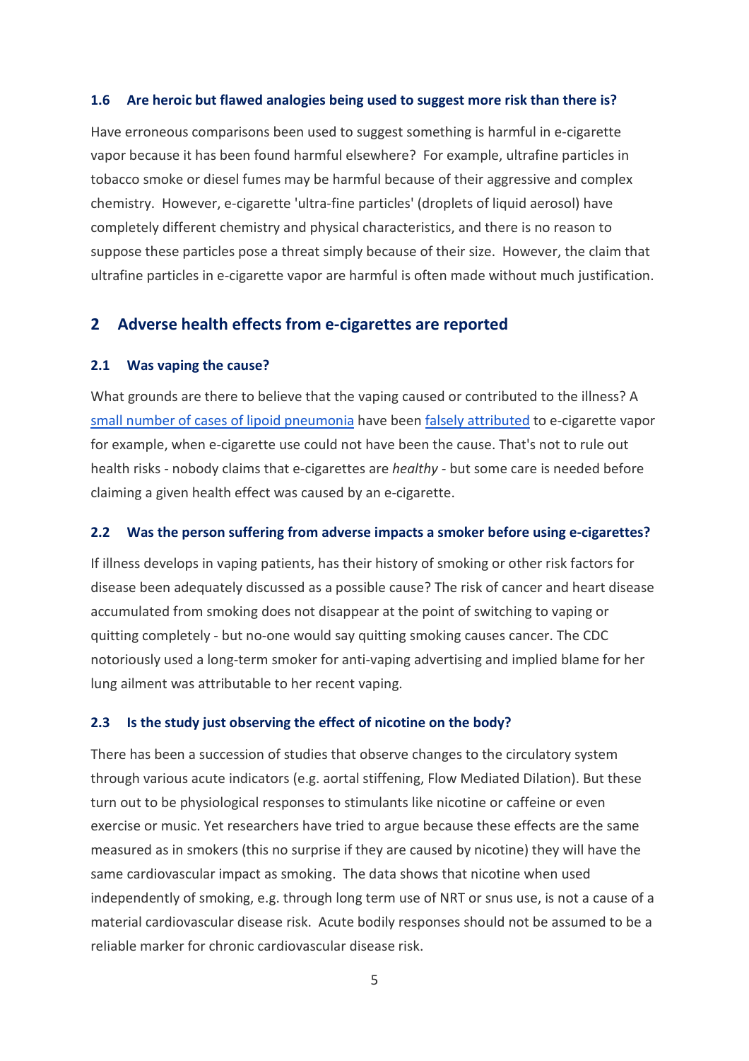### 1.6 Are heroic but flawed analogies being used to suggest more risk than there is?

Have erroneous comparisons been used to suggest something is harmful in e-cigarette vapor because it has been found harmful elsewhere? For example, ultrafine particles in tobacco smoke or diesel fumes may be harmful because of their aggressive and complex chemistry. However, e-cigarette 'ultra-fine particles' (droplets of liquid aerosol) have completely different chemistry and physical characteristics, and there is no reason to suppose these particles pose a threat simply because of their size. However, the claim that ultrafine particles in e-cigarette vapor are harmful is often made without much justification.

## 2 Adverse health effects from e-cigarettes are reported

### 2.1 Was vaping the cause?

What grounds are there to believe that the vaping caused or contributed to the illness? A small number of cases of lipoid pneumonia have been falsely attributed to e-cigarette vapor for example, when e-cigarette use could not have been the cause. That's not to rule out health risks - nobody claims that e-cigarettes are *healthy* - but some care is needed before claiming a given health effect was caused by an e-cigarette.

### 2.2 Was the person suffering from adverse impacts a smoker before using e-cigarettes?

If illness develops in vaping patients, has their history of smoking or other risk factors for disease been adequately discussed as a possible cause? The risk of cancer and heart disease accumulated from smoking does not disappear at the point of switching to vaping or quitting completely - but no-one would say quitting smoking causes cancer. The CDC notoriously used a long-term smoker for anti-vaping advertising and implied blame for her lung ailment was attributable to her recent vaping.

### 2.3 Is the study just observing the effect of nicotine on the body?

There has been a succession of studies that observe changes to the circulatory system through various acute indicators (e.g. aortal stiffening, Flow Mediated Dilation). But these turn out to be physiological responses to stimulants like nicotine or caffeine or even exercise or music. Yet researchers have tried to argue because these effects are the same measured as in smokers (this no surprise if they are caused by nicotine) they will have the same cardiovascular impact as smoking. The data shows that nicotine when used independently of smoking, e.g. through long term use of NRT or snus use, is not a cause of a material cardiovascular disease risk. Acute bodily responses should not be assumed to be a reliable marker for chronic cardiovascular disease risk.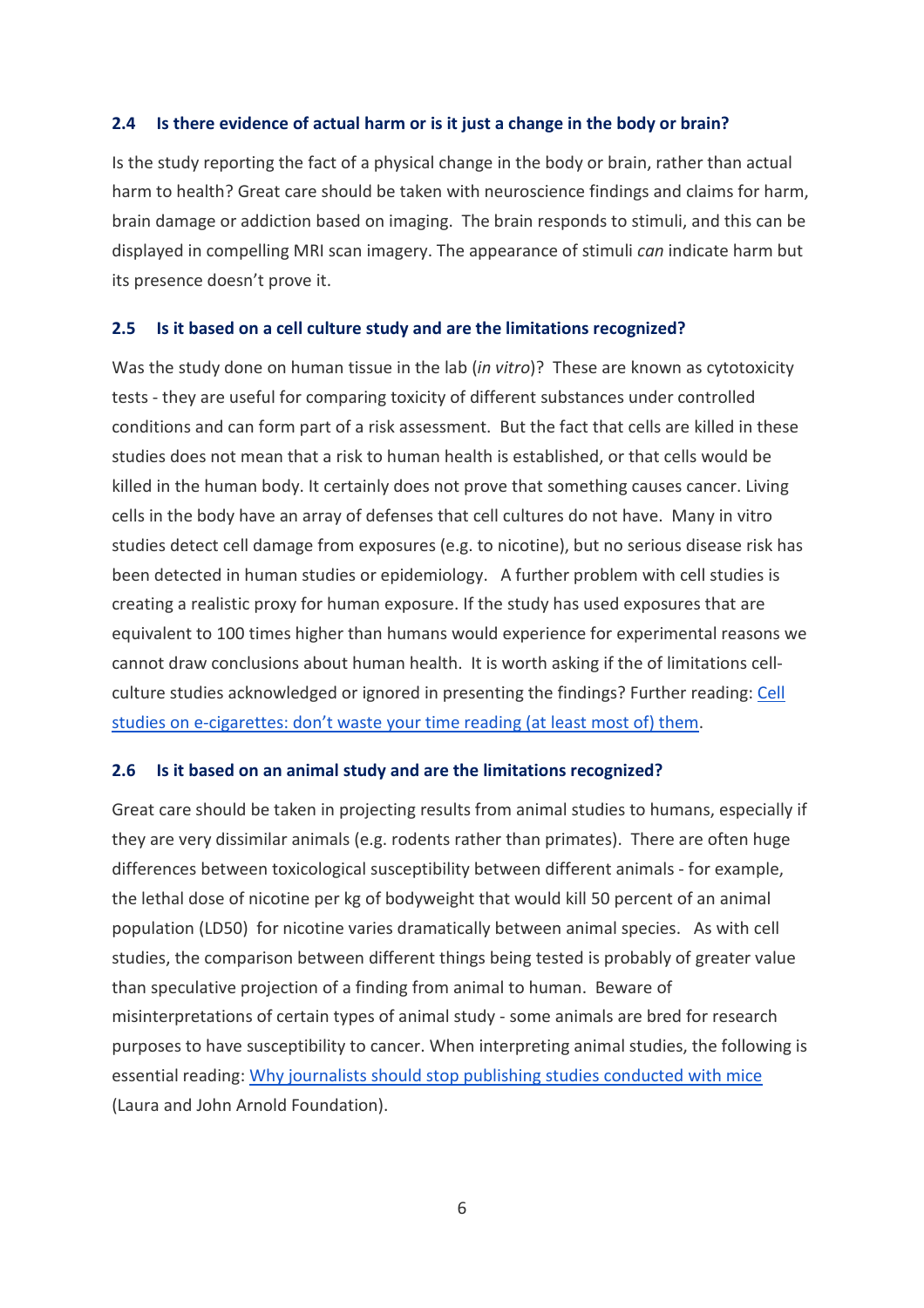### 2.4 Is there evidence of actual harm or is it just a change in the body or brain?

Is the study reporting the fact of a physical change in the body or brain, rather than actual harm to health? Great care should be taken with neuroscience findings and claims for harm, brain damage or addiction based on imaging. The brain responds to stimuli, and this can be displayed in compelling MRI scan imagery. The appearance of stimuli *can* indicate harm but its presence doesn't prove it.

### 2.5 Is it based on a cell culture study and are the limitations recognized?

Was the study done on human tissue in the lab (*in vitro*)? These are known as cytotoxicity tests - they are useful for comparing toxicity of different substances under controlled conditions and can form part of a risk assessment. But the fact that cells are killed in these studies does not mean that a risk to human health is established, or that cells would be killed in the human body. It certainly does not prove that something causes cancer. Living cells in the body have an array of defenses that cell cultures do not have. Many in vitro studies detect cell damage from exposures (e.g. to nicotine), but no serious disease risk has been detected in human studies or epidemiology. A further problem with cell studies is creating a realistic proxy for human exposure. If the study has used exposures that are equivalent to 100 times higher than humans would experience for experimental reasons we cannot draw conclusions about human health. It is worth asking if the of limitations cell-culture studies acknowledged or ignored in presenting the findings? Further reading: [Cell studies on e-cigarettes: don't waste your time reading (at least most of) them](#).

### 2.6 Is it based on an animal study and are the limitations recognized?

Great care should be taken in projecting results from animal studies to humans, especially if they are very dissimilar animals (e.g. rodents rather than primates). There are often huge differences between toxicological susceptibility between different animals - for example, the lethal dose of nicotine per kg of bodyweight that would kill 50 percent of an animal population (LD50) for nicotine varies dramatically between animal species. As with cell studies, the comparison between different things being tested is probably of greater value than speculative projection of a finding from animal to human. Beware of misinterpretations of certain types of animal study - some animals are bred for research purposes to have susceptibility to cancer. When interpreting animal studies, the following is essential reading: [Why journalists should stop publishing studies conducted with mice](#) (Laura and John Arnold Foundation).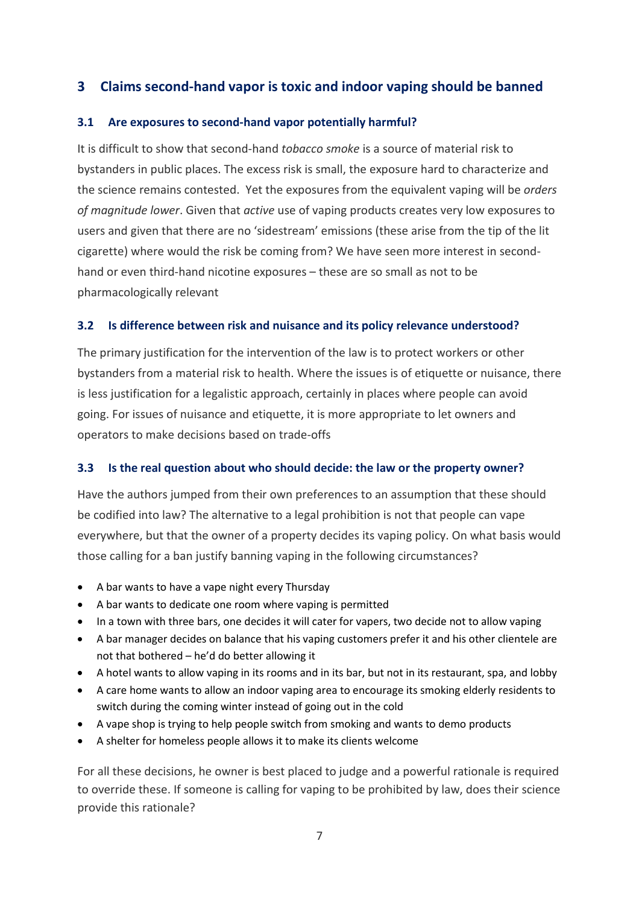## 3 Claims second-hand vapor is toxic and indoor vaping should be banned

### 3.1 Are exposures to second-hand vapor potentially harmful?

It is difficult to show that second-hand *tobacco smoke* is a source of material risk to bystanders in public places. The excess risk is small, the exposure hard to characterize and the science remains contested. Yet the exposures from the equivalent vaping will be *orders of magnitude lower*. Given that *active* use of vaping products creates very low exposures to users and given that there are no 'sidestream' emissions (these arise from the tip of the lit cigarette) where would the risk be coming from? We have seen more interest in second-hand or even third-hand nicotine exposures – these are so small as not to be pharmacologically relevant

### 3.2 Is difference between risk and nuisance and its policy relevance understood?

The primary justification for the intervention of the law is to protect workers or other bystanders from a material risk to health. Where the issues is of etiquette or nuisance, there is less justification for a legalistic approach, certainly in places where people can avoid going. For issues of nuisance and etiquette, it is more appropriate to let owners and operators to make decisions based on trade-offs

### 3.3 Is the real question about who should decide: the law or the property owner?

Have the authors jumped from their own preferences to an assumption that these should be codified into law? The alternative to a legal prohibition is not that people can vape everywhere, but that the owner of a property decides its vaping policy. On what basis would those calling for a ban justify banning vaping in the following circumstances?

- A bar wants to have a vape night every Thursday
- A bar wants to dedicate one room where vaping is permitted
- In a town with three bars, one decides it will cater for vapers, two decide not to allow vaping
- A bar manager decides on balance that his vaping customers prefer it and his other clientele are not that bothered – he'd do better allowing it
- A hotel wants to allow vaping in its rooms and in its bar, but not in its restaurant, spa, and lobby
- A care home wants to allow an indoor vaping area to encourage its smoking elderly residents to switch during the coming winter instead of going out in the cold
- A vape shop is trying to help people switch from smoking and wants to demo products
- A shelter for homeless people allows it to make its clients welcome

For all these decisions, he owner is best placed to judge and a powerful rationale is required to override these. If someone is calling for vaping to be prohibited by law, does their science provide this rationale?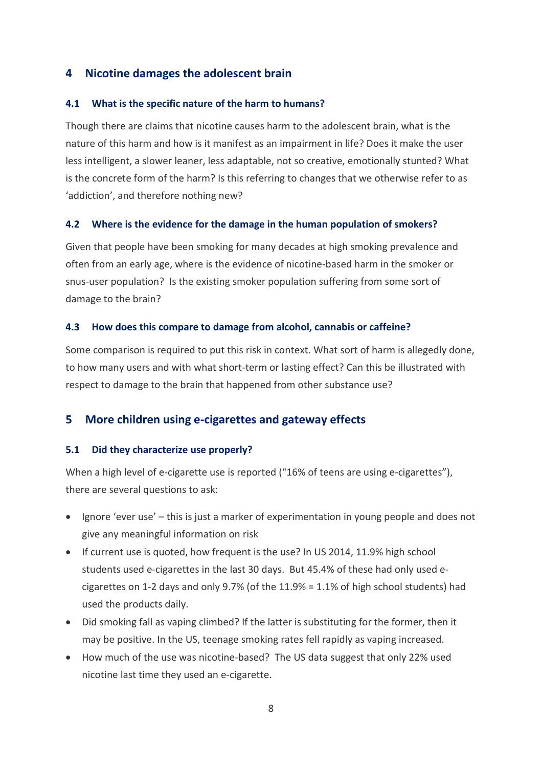## 4 Nicotine damages the adolescent brain

### 4.1 What is the specific nature of the harm to humans?

Though there are claims that nicotine causes harm to the adolescent brain, what is the nature of this harm and how is it manifest as an impairment in life? Does it make the user less intelligent, a slower leaner, less adaptable, not so creative, emotionally stunted? What is the concrete form of the harm? Is this referring to changes that we otherwise refer to as 'addiction', and therefore nothing new?

### 4.2 Where is the evidence for the damage in the human population of smokers?

Given that people have been smoking for many decades at high smoking prevalence and often from an early age, where is the evidence of nicotine-based harm in the smoker or snus-user population? Is the existing smoker population suffering from some sort of damage to the brain?

### 4.3 How does this compare to damage from alcohol, cannabis or caffeine?

Some comparison is required to put this risk in context. What sort of harm is allegedly done, to how many users and with what short-term or lasting effect? Can this be illustrated with respect to damage to the brain that happened from other substance use?

## 5 More children using e-cigarettes and gateway effects

### 5.1 Did they characterize use properly?

When a high level of e-cigarette use is reported ("16% of teens are using e-cigarettes"), there are several questions to ask:

- Ignore 'ever use' – this is just a marker of experimentation in young people and does not give any meaningful information on risk
- If current use is quoted, how frequent is the use? In US 2014, 11.9% high school students used e-cigarettes in the last 30 days. But 45.4% of these had only used e-cigarettes on 1-2 days and only 9.7% (of the 11.9% = 1.1% of high school students) had used the products daily.
- Did smoking fall as vaping climbed? If the latter is substituting for the former, then it may be positive. In the US, teenage smoking rates fell rapidly as vaping increased.
- How much of the use was nicotine-based? The US data suggest that only 22% used nicotine last time they used an e-cigarette.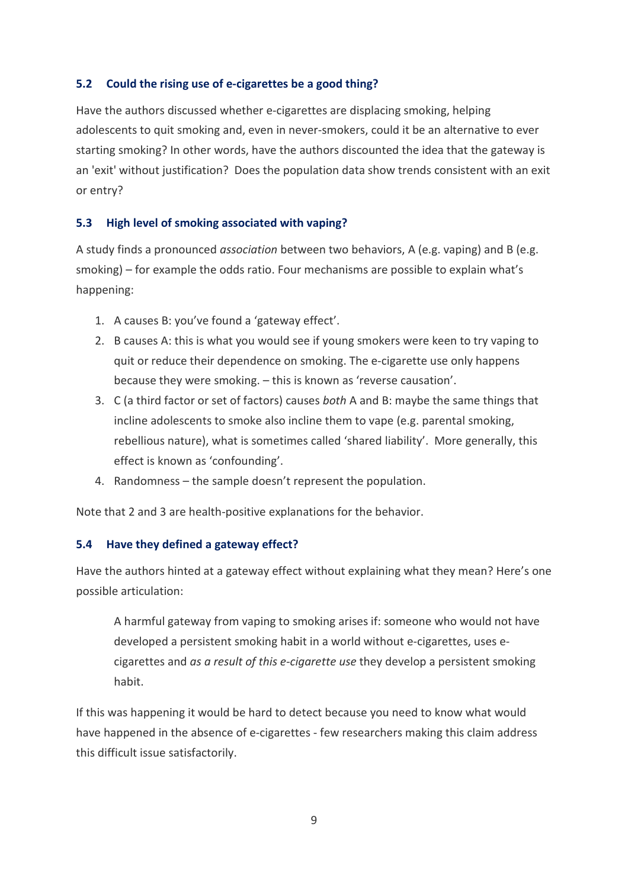### 5.2 Could the rising use of e-cigarettes be a good thing?

Have the authors discussed whether e-cigarettes are displacing smoking, helping adolescents to quit smoking and, even in never-smokers, could it be an alternative to ever starting smoking? In other words, have the authors discounted the idea that the gateway is an 'exit' without justification? Does the population data show trends consistent with an exit or entry?

### 5.3 High level of smoking associated with vaping?

A study finds a pronounced *association* between two behaviors, A (e.g. vaping) and B (e.g. smoking) – for example the odds ratio. Four mechanisms are possible to explain what's happening:

1. A causes B: you've found a 'gateway effect'.
2. B causes A: this is what you would see if young smokers were keen to try vaping to quit or reduce their dependence on smoking. The e-cigarette use only happens because they were smoking. – this is known as 'reverse causation'.
3. C (a third factor or set of factors) causes *both* A and B: maybe the same things that incline adolescents to smoke also incline them to vape (e.g. parental smoking, rebellious nature), what is sometimes called 'shared liability'. More generally, this effect is known as 'confounding'.
4. Randomness – the sample doesn't represent the population.

Note that 2 and 3 are health-positive explanations for the behavior.

### 5.4 Have they defined a gateway effect?

Have the authors hinted at a gateway effect without explaining what they mean? Here's one possible articulation:

> A harmful gateway from vaping to smoking arises if: someone who would not have developed a persistent smoking habit in a world without e-cigarettes, uses e-cigarettes and *as a result of this e-cigarette use* they develop a persistent smoking habit.

If this was happening it would be hard to detect because you need to know what would have happened in the absence of e-cigarettes - few researchers making this claim address this difficult issue satisfactorily.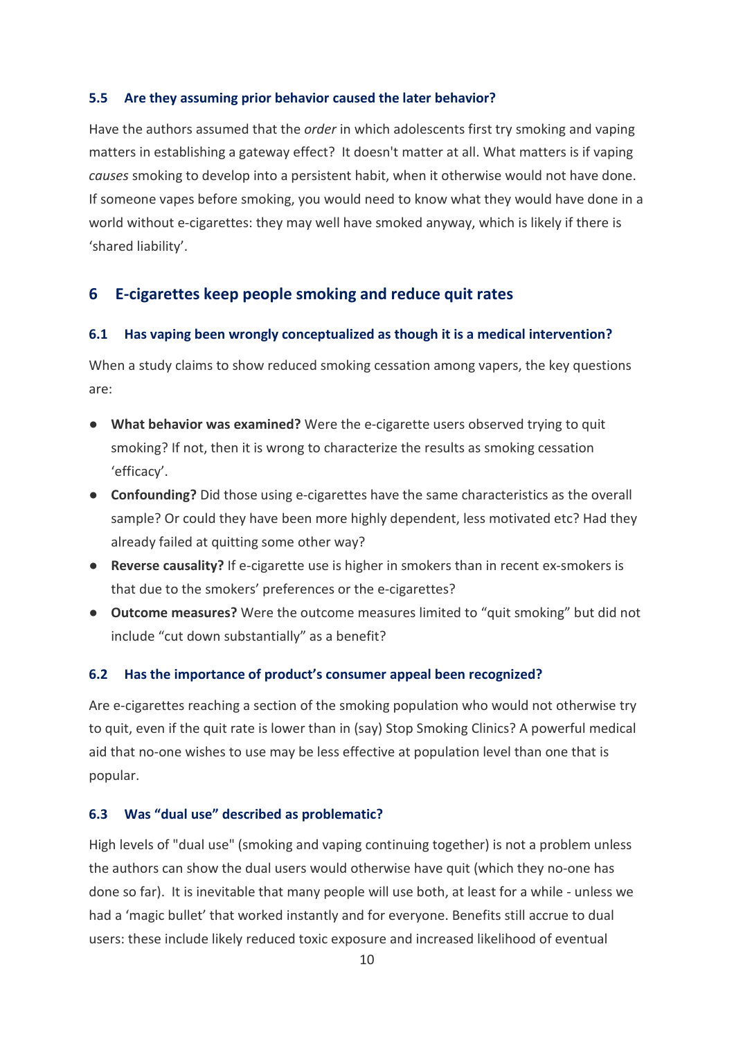### 5.5 Are they assuming prior behavior caused the later behavior?

Have the authors assumed that the *order* in which adolescents first try smoking and vaping matters in establishing a gateway effect? It doesn't matter at all. What matters is if vaping *causes* smoking to develop into a persistent habit, when it otherwise would not have done. If someone vapes before smoking, you would need to know what they would have done in a world without e-cigarettes: they may well have smoked anyway, which is likely if there is 'shared liability'.

## 6 E-cigarettes keep people smoking and reduce quit rates

### 6.1 Has vaping been wrongly conceptualized as though it is a medical intervention?

When a study claims to show reduced smoking cessation among vapers, the key questions are:

- **What behavior was examined?** Were the e-cigarette users observed trying to quit smoking? If not, then it is wrong to characterize the results as smoking cessation 'efficacy'.
- **Confounding?** Did those using e-cigarettes have the same characteristics as the overall sample? Or could they have been more highly dependent, less motivated etc? Had they already failed at quitting some other way?
- **Reverse causality?** If e-cigarette use is higher in smokers than in recent ex-smokers is that due to the smokers' preferences or the e-cigarettes?
- **Outcome measures?** Were the outcome measures limited to "quit smoking" but did not include "cut down substantially" as a benefit?

### 6.2 Has the importance of product's consumer appeal been recognized?

Are e-cigarettes reaching a section of the smoking population who would not otherwise try to quit, even if the quit rate is lower than in (say) Stop Smoking Clinics? A powerful medical aid that no-one wishes to use may be less effective at population level than one that is popular.

### 6.3 Was "dual use" described as problematic?

High levels of "dual use" (smoking and vaping continuing together) is not a problem unless the authors can show the dual users would otherwise have quit (which they no-one has done so far). It is inevitable that many people will use both, at least for a while - unless we had a 'magic bullet' that worked instantly and for everyone. Benefits still accrue to dual users: these include likely reduced toxic exposure and increased likelihood of eventual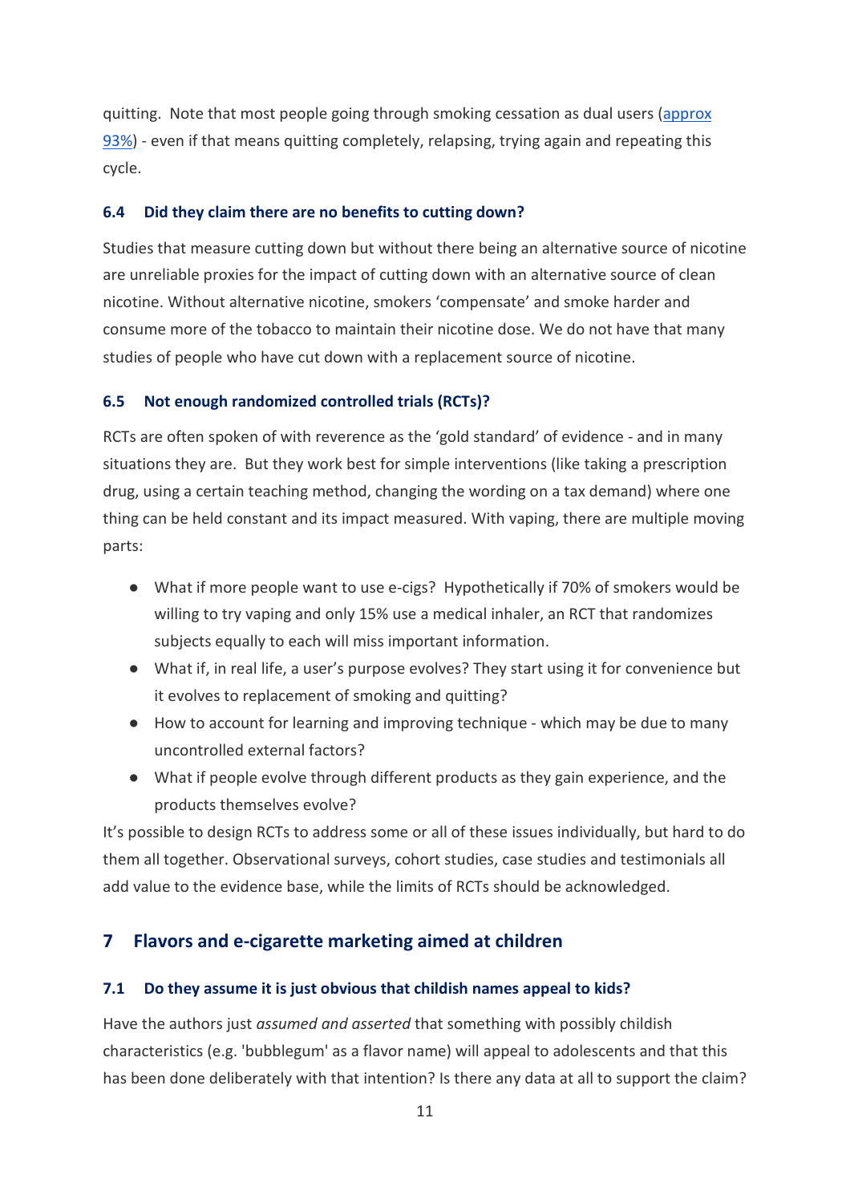quitting. Note that most people going through smoking cessation as dual users (approx 93%) - even if that means quitting completely, relapsing, trying again and repeating this cycle.

### 6.4 Did they claim there are no benefits to cutting down?

Studies that measure cutting down but without there being an alternative source of nicotine are unreliable proxies for the impact of cutting down with an alternative source of clean nicotine. Without alternative nicotine, smokers 'compensate' and smoke harder and consume more of the tobacco to maintain their nicotine dose. We do not have that many studies of people who have cut down with a replacement source of nicotine.

### 6.5 Not enough randomized controlled trials (RCTs)?

RCTs are often spoken of with reverence as the 'gold standard' of evidence - and in many situations they are. But they work best for simple interventions (like taking a prescription drug, using a certain teaching method, changing the wording on a tax demand) where one thing can be held constant and its impact measured. With vaping, there are multiple moving parts:

- What if more people want to use e-cigs? Hypothetically if 70% of smokers would be willing to try vaping and only 15% use a medical inhaler, an RCT that randomizes subjects equally to each will miss important information.
- What if, in real life, a user's purpose evolves? They start using it for convenience but it evolves to replacement of smoking and quitting?
- How to account for learning and improving technique - which may be due to many uncontrolled external factors?
- What if people evolve through different products as they gain experience, and the products themselves evolve?

It's possible to design RCTs to address some or all of these issues individually, but hard to do them all together. Observational surveys, cohort studies, case studies and testimonials all add value to the evidence base, while the limits of RCTs should be acknowledged.

## 7 Flavors and e-cigarette marketing aimed at children

### 7.1 Do they assume it is just obvious that childish names appeal to kids?

Have the authors just *assumed and asserted* that something with possibly childish characteristics (e.g. 'bubblegum' as a flavor name) will appeal to adolescents and that this has been done deliberately with that intention? Is there any data at all to support the claim?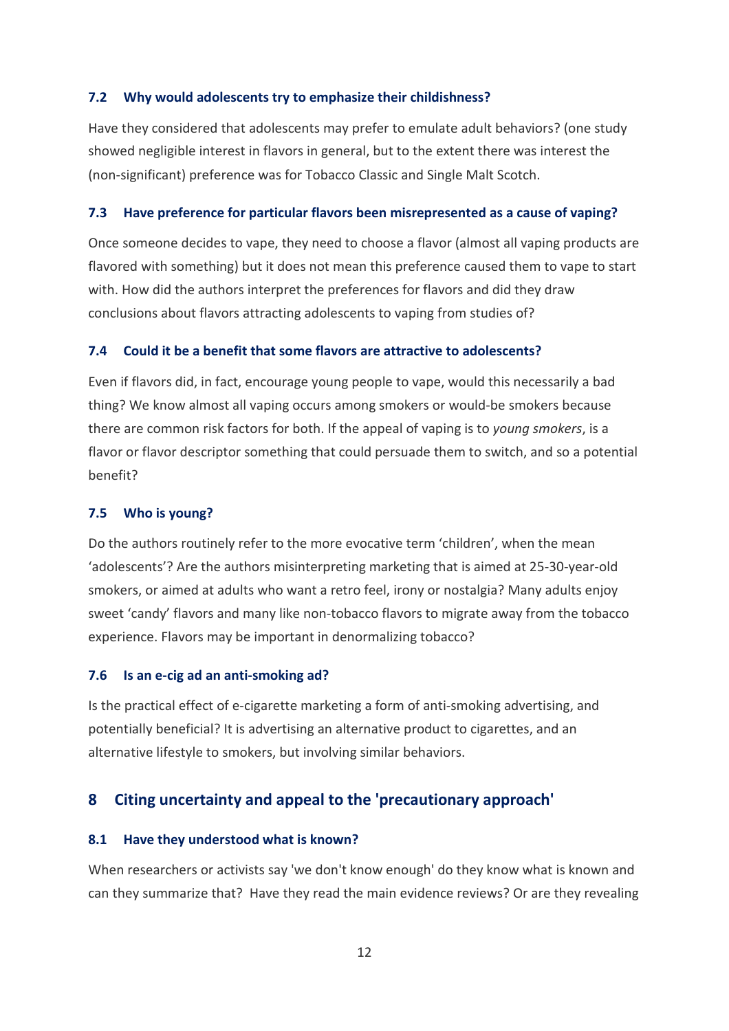### 7.2 Why would adolescents try to emphasize their childishness?

Have they considered that adolescents may prefer to emulate adult behaviors? (one study showed negligible interest in flavors in general, but to the extent there was interest the (non-significant) preference was for Tobacco Classic and Single Malt Scotch.

### 7.3 Have preference for particular flavors been misrepresented as a cause of vaping?

Once someone decides to vape, they need to choose a flavor (almost all vaping products are flavored with something) but it does not mean this preference caused them to vape to start with. How did the authors interpret the preferences for flavors and did they draw conclusions about flavors attracting adolescents to vaping from studies of?

### 7.4 Could it be a benefit that some flavors are attractive to adolescents?

Even if flavors did, in fact, encourage young people to vape, would this necessarily a bad thing? We know almost all vaping occurs among smokers or would-be smokers because there are common risk factors for both. If the appeal of vaping is to *young smokers*, is a flavor or flavor descriptor something that could persuade them to switch, and so a potential benefit?

### 7.5 Who is young?

Do the authors routinely refer to the more evocative term 'children', when the mean 'adolescents'? Are the authors misinterpreting marketing that is aimed at 25-30-year-old smokers, or aimed at adults who want a retro feel, irony or nostalgia? Many adults enjoy sweet 'candy' flavors and many like non-tobacco flavors to migrate away from the tobacco experience. Flavors may be important in denormalizing tobacco?

### 7.6 Is an e-cig ad an anti-smoking ad?

Is the practical effect of e-cigarette marketing a form of anti-smoking advertising, and potentially beneficial? It is advertising an alternative product to cigarettes, and an alternative lifestyle to smokers, but involving similar behaviors.

## 8 Citing uncertainty and appeal to the 'precautionary approach'

### 8.1 Have they understood what is known?

When researchers or activists say 'we don't know enough' do they know what is known and can they summarize that? Have they read the main evidence reviews? Or are they revealing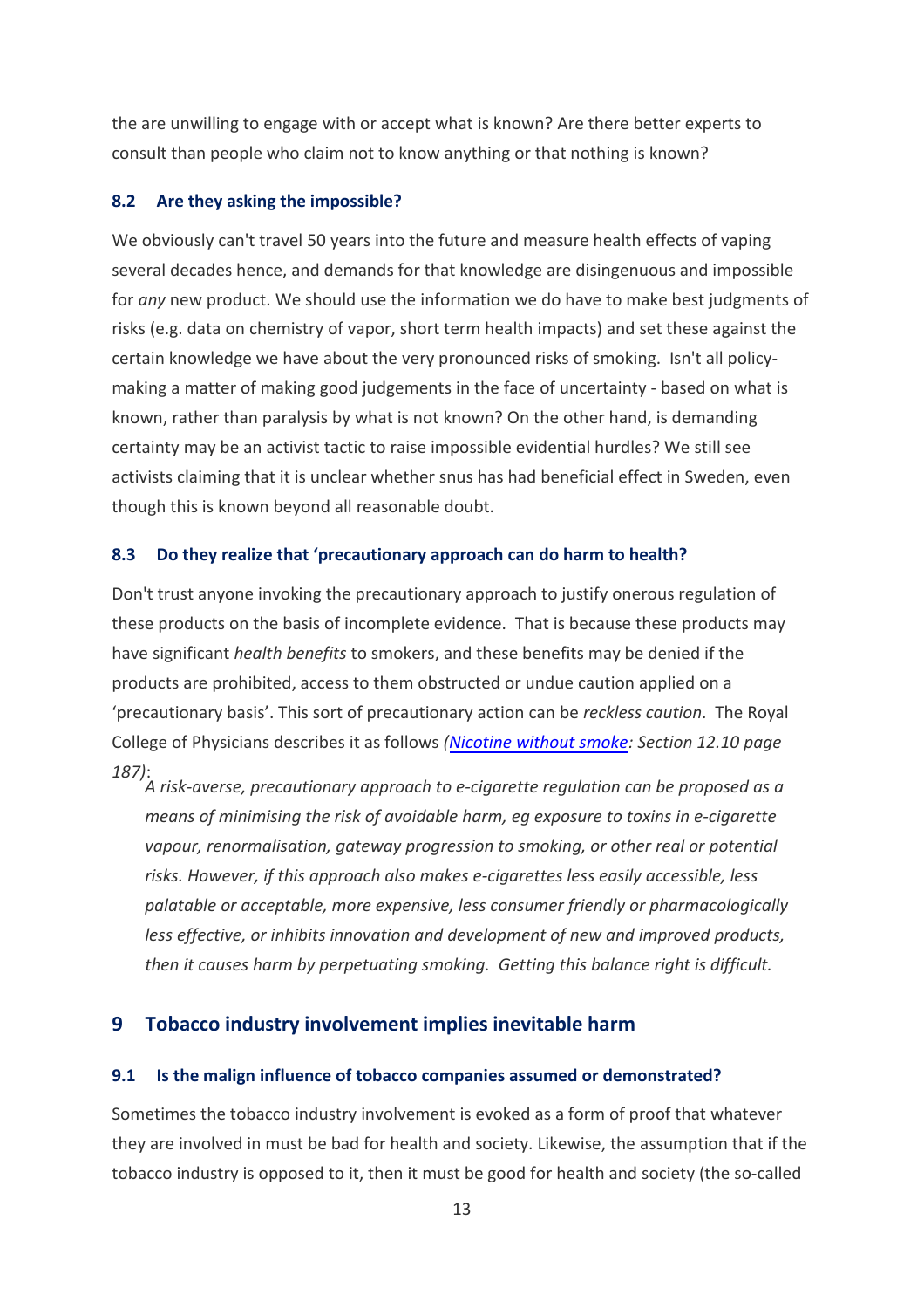the are unwilling to engage with or accept what is known? Are there better experts to consult than people who claim not to know anything or that nothing is known?

### 8.2 Are they asking the impossible?

We obviously can't travel 50 years into the future and measure health effects of vaping several decades hence, and demands for that knowledge are disingenuous and impossible for *any* new product. We should use the information we do have to make best judgments of risks (e.g. data on chemistry of vapor, short term health impacts) and set these against the certain knowledge we have about the very pronounced risks of smoking. Isn't all policy-making a matter of making good judgements in the face of uncertainty - based on what is known, rather than paralysis by what is not known? On the other hand, is demanding certainty may be an activist tactic to raise impossible evidential hurdles? We still see activists claiming that it is unclear whether snus has had beneficial effect in Sweden, even though this is known beyond all reasonable doubt.

### 8.3 Do they realize that 'precautionary approach can do harm to health?

Don't trust anyone invoking the precautionary approach to justify onerous regulation of these products on the basis of incomplete evidence. That is because these products may have significant *health benefits* to smokers, and these benefits may be denied if the products are prohibited, access to them obstructed or undue caution applied on a 'precautionary basis'. This sort of precautionary action can be *reckless caution*. The Royal College of Physicians describes it as follows *(Nicotine without smoke: Section 12.10 page 187)*:

> *A risk-averse, precautionary approach to e-cigarette regulation can be proposed as a means of minimising the risk of avoidable harm, eg exposure to toxins in e-cigarette vapour, renormalisation, gateway progression to smoking, or other real or potential risks. However, if this approach also makes e-cigarettes less easily accessible, less palatable or acceptable, more expensive, less consumer friendly or pharmacologically less effective, or inhibits innovation and development of new and improved products, then it causes harm by perpetuating smoking. Getting this balance right is difficult.*

## 9 Tobacco industry involvement implies inevitable harm

### 9.1 Is the malign influence of tobacco companies assumed or demonstrated?

Sometimes the tobacco industry involvement is evoked as a form of proof that whatever they are involved in must be bad for health and society. Likewise, the assumption that if the tobacco industry is opposed to it, then it must be good for health and society (the so-called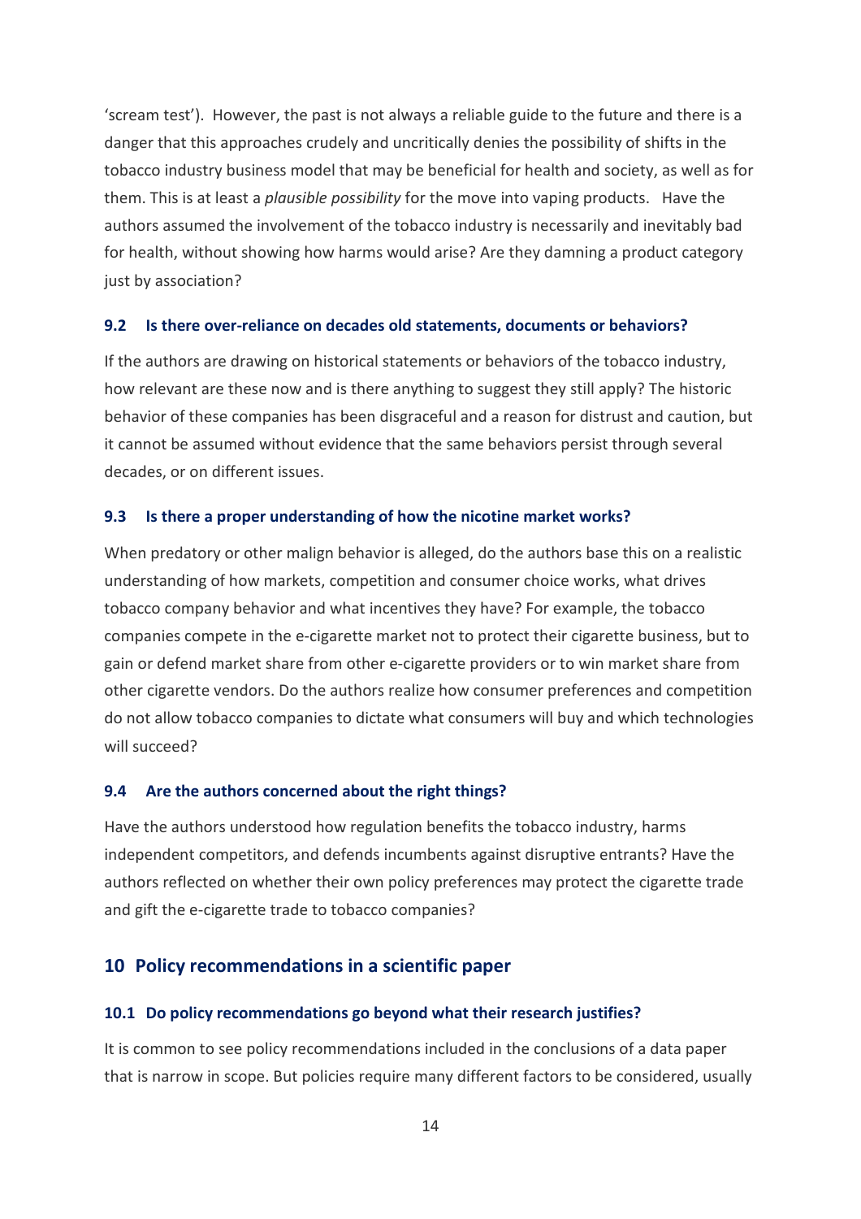'scream test'). However, the past is not always a reliable guide to the future and there is a danger that this approaches crudely and uncritically denies the possibility of shifts in the tobacco industry business model that may be beneficial for health and society, as well as for them. This is at least a *plausible possibility* for the move into vaping products. Have the authors assumed the involvement of the tobacco industry is necessarily and inevitably bad for health, without showing how harms would arise? Are they damning a product category just by association?

### 9.2 Is there over-reliance on decades old statements, documents or behaviors?

If the authors are drawing on historical statements or behaviors of the tobacco industry, how relevant are these now and is there anything to suggest they still apply? The historic behavior of these companies has been disgraceful and a reason for distrust and caution, but it cannot be assumed without evidence that the same behaviors persist through several decades, or on different issues.

### 9.3 Is there a proper understanding of how the nicotine market works?

When predatory or other malign behavior is alleged, do the authors base this on a realistic understanding of how markets, competition and consumer choice works, what drives tobacco company behavior and what incentives they have? For example, the tobacco companies compete in the e-cigarette market not to protect their cigarette business, but to gain or defend market share from other e-cigarette providers or to win market share from other cigarette vendors. Do the authors realize how consumer preferences and competition do not allow tobacco companies to dictate what consumers will buy and which technologies will succeed?

### 9.4 Are the authors concerned about the right things?

Have the authors understood how regulation benefits the tobacco industry, harms independent competitors, and defends incumbents against disruptive entrants? Have the authors reflected on whether their own policy preferences may protect the cigarette trade and gift the e-cigarette trade to tobacco companies?

## 10 Policy recommendations in a scientific paper

### 10.1 Do policy recommendations go beyond what their research justifies?

It is common to see policy recommendations included in the conclusions of a data paper that is narrow in scope. But policies require many different factors to be considered, usually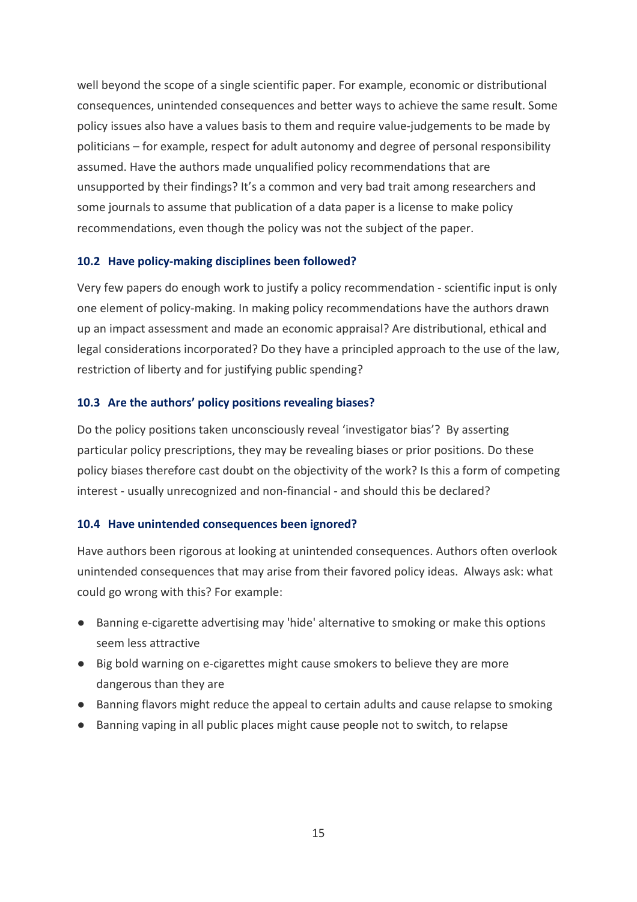well beyond the scope of a single scientific paper. For example, economic or distributional consequences, unintended consequences and better ways to achieve the same result. Some policy issues also have a values basis to them and require value-judgements to be made by politicians – for example, respect for adult autonomy and degree of personal responsibility assumed. Have the authors made unqualified policy recommendations that are unsupported by their findings? It's a common and very bad trait among researchers and some journals to assume that publication of a data paper is a license to make policy recommendations, even though the policy was not the subject of the paper.

### 10.2 Have policy-making disciplines been followed?

Very few papers do enough work to justify a policy recommendation - scientific input is only one element of policy-making. In making policy recommendations have the authors drawn up an impact assessment and made an economic appraisal? Are distributional, ethical and legal considerations incorporated? Do they have a principled approach to the use of the law, restriction of liberty and for justifying public spending?

### 10.3 Are the authors' policy positions revealing biases?

Do the policy positions taken unconsciously reveal 'investigator bias'? By asserting particular policy prescriptions, they may be revealing biases or prior positions. Do these policy biases therefore cast doubt on the objectivity of the work? Is this a form of competing interest - usually unrecognized and non-financial - and should this be declared?

### 10.4 Have unintended consequences been ignored?

Have authors been rigorous at looking at unintended consequences. Authors often overlook unintended consequences that may arise from their favored policy ideas. Always ask: what could go wrong with this? For example:

- Banning e-cigarette advertising may 'hide' alternative to smoking or make this options seem less attractive
- Big bold warning on e-cigarettes might cause smokers to believe they are more dangerous than they are
- Banning flavors might reduce the appeal to certain adults and cause relapse to smoking
- Banning vaping in all public places might cause people not to switch, to relapse